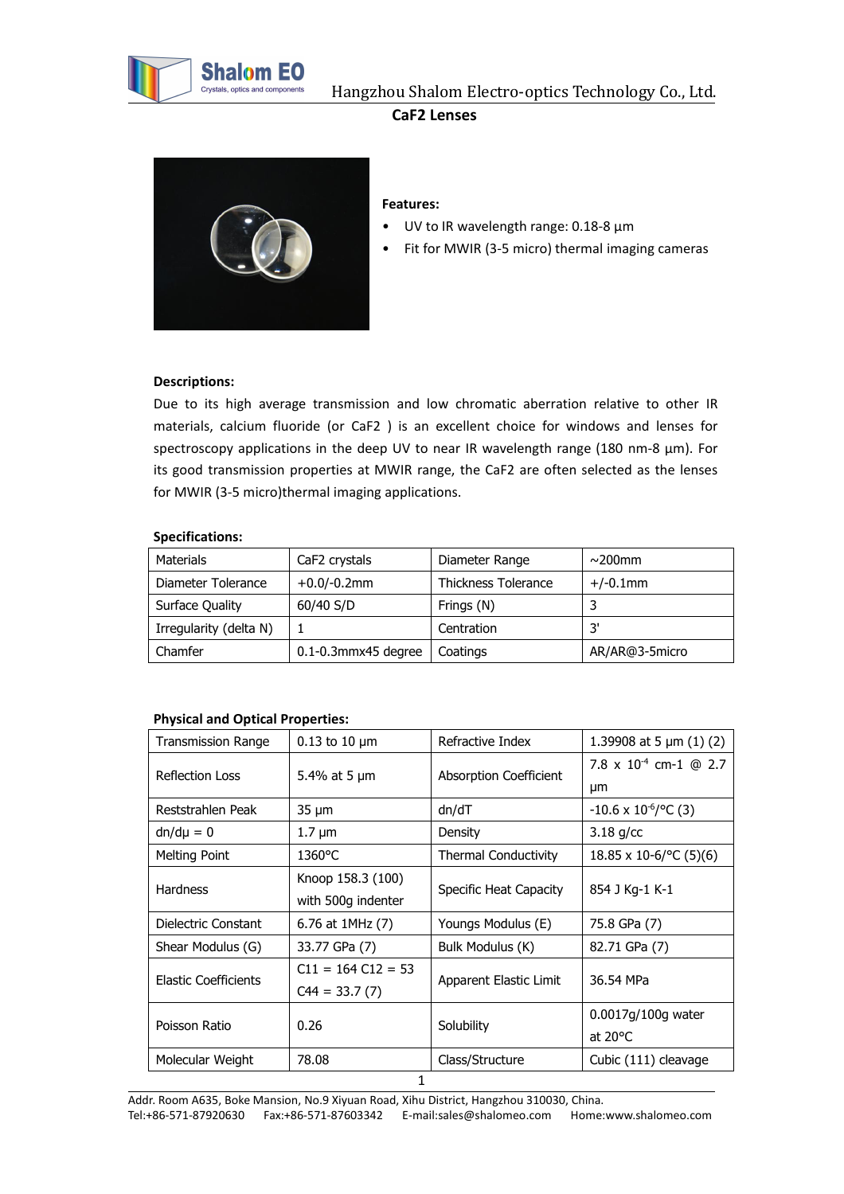# CaF2 Lenses

**Features:**

- UV to IR wavelength range: 0.18-8 µm
- Fit for MWIR (3-5 micro) thermal imaging cameras

**Descriptions:**

Due to its high average transmission and low chromatic aberration relative to other IR materials, calcium fluoride (or CaF2 ) is an excellent choice for windows and lenses for spectroscopy applications in the deep UV to near IR wavelength range (180 nm-8 µm). For its good transmission properties at MWIR range, the CaF2 are often selected as the lenses for MWIR (3-5 micro)thermal imaging applications.

**Specifications:**

| Materials | CaF2 crystals | Diameter Range | ~200mm |
|---|---|---|---|
| Diameter Tolerance | +0.0/-0.2mm | Thickness Tolerance | +/-0.1mm |
| Surface Quality | 60/40 S/D | Frings (N) | 3 |
| Irregularity (delta N) | 1 | Centration | 3' |
| Chamfer | 0.1-0.3mmx45 degree | Coatings | AR/AR@3-5micro |

**Physical and Optical Properties:**

| Transmission Range | 0.13 to 10 µm | Refractive Index | 1.39908 at 5 µm (1) (2) |
|---|---|---|---|
| Reflection Loss | 5.4% at 5 µm | Absorption Coefficient | 7.8 x $10^{-4}$ cm-1 @ 2.7 µm |
| Reststrahlen Peak | 35 µm | dn/dT | -10.6 x $10^{-6}$/°C (3) |
| dn/dµ = 0 | 1.7 µm | Density | 3.18 g/cc |
| Melting Point | 1360°C | Thermal Conductivity | 18.85 x 10-6/°C (5)(6) |
| Hardness | Knoop 158.3 (100) with 500g indenter | Specific Heat Capacity | 854 J Kg-1 K-1 |
| Dielectric Constant | 6.76 at 1MHz (7) | Youngs Modulus (E) | 75.8 GPa (7) |
| Shear Modulus (G) | 33.77 GPa (7) | Bulk Modulus (K) | 82.71 GPa (7) |
| Elastic Coefficients | C11 = 164 C12 = 53 C44 = 33.7 (7) | Apparent Elastic Limit | 36.54 MPa |
| Poisson Ratio | 0.26 | Solubility | 0.0017g/100g water at 20°C |
| Molecular Weight | 78.08 | Class/Structure | Cubic (111) cleavage |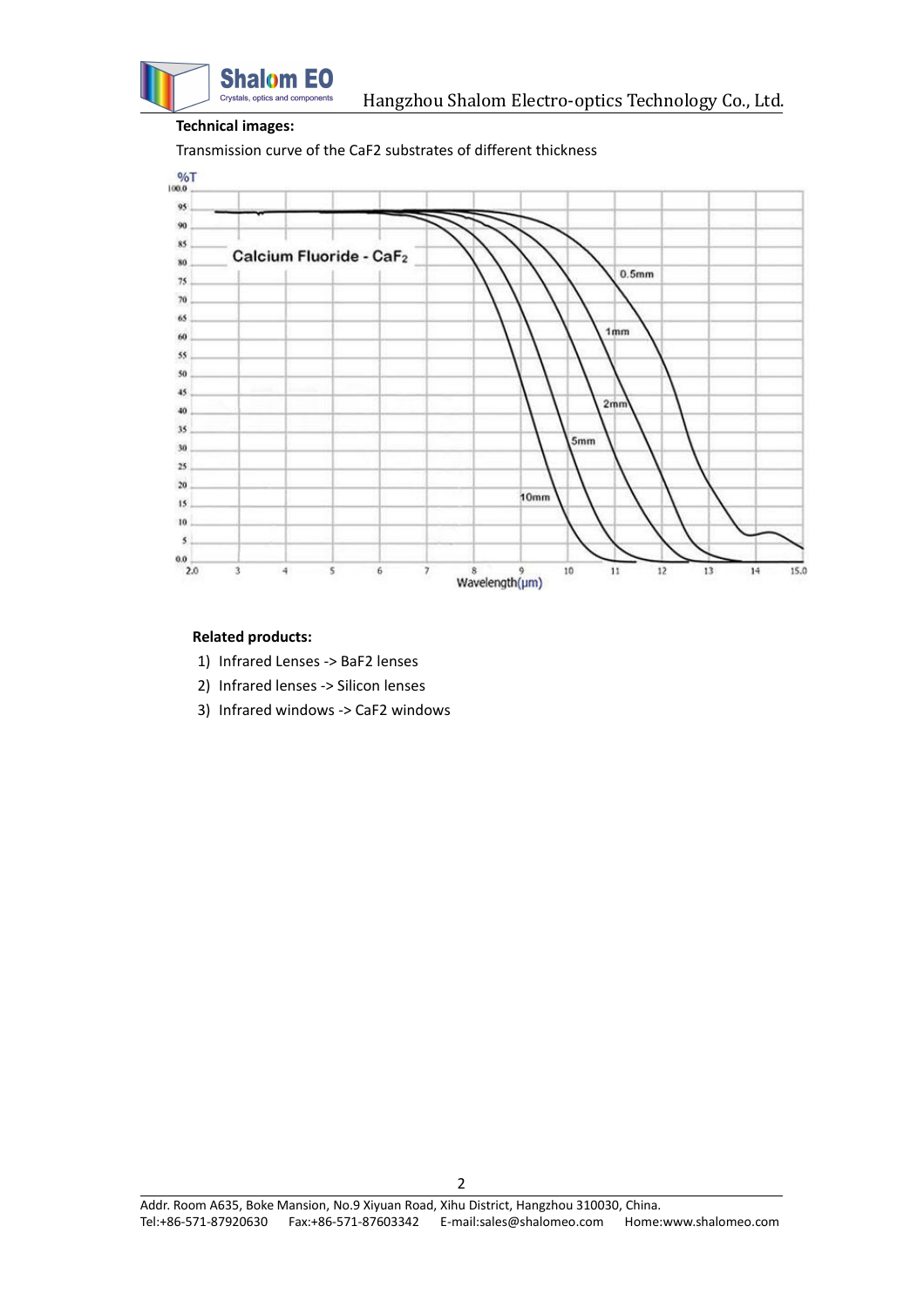**Technical images:**

Transmission curve of the CaF2 substrates of different thickness

%T

100.0
95
90
85
80
75
70
65
60
55
50
45
40
35
30
25
20
15
10
5
0.0

Calcium Fluoride - $CaF_2$

0.5mm
1mm
2mm
5mm
10mm

2.0 3 4 5 6 7 8 9 10 11 12 13 14 15.0

Wavelength(μm)

**Related products:**

1) Infrared Lenses -> BaF2 lenses
2) Infrared lenses -> Silicon lenses
3) Infrared windows -> CaF2 windows

Addr. Room A635, Boke Mansion, No.9 Xiyuan Road, Xihu District, Hangzhou 310030, China.
Tel:+86-571-87920630 Fax:+86-571-87603342 E-mail:sales@shalomeo.com Home:www.shalomeo.com